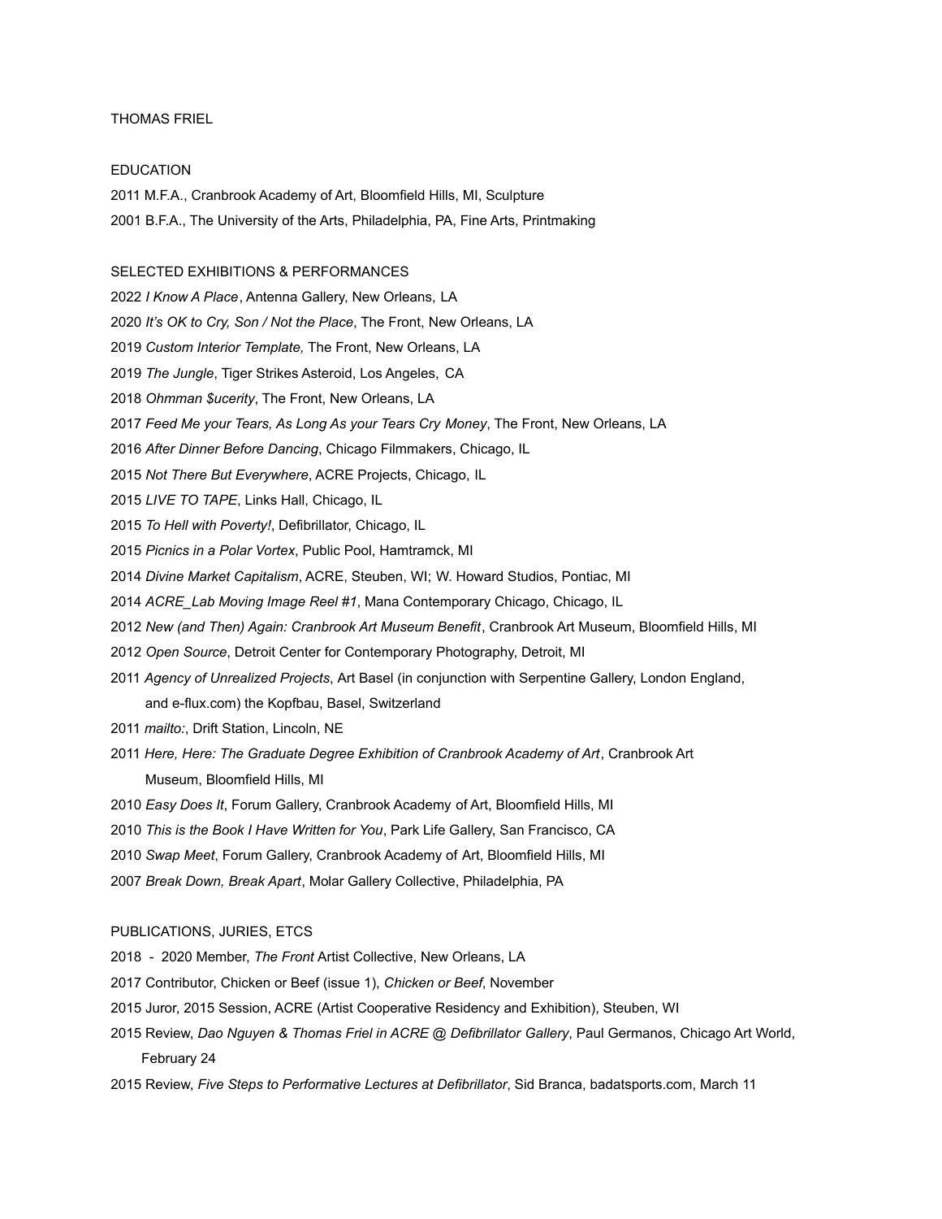# THOMAS FRIEL

## EDUCATION

2011 M.F.A., Cranbrook Academy of Art, Bloomfield Hills, MI, Sculpture

2001 B.F.A., The University of the Arts, Philadelphia, PA, Fine Arts, Printmaking

## SELECTED EXHIBITIONS & PERFORMANCES

2022 *I Know A Place*, Antenna Gallery, New Orleans, LA

2020 *It's OK to Cry, Son / Not the Place*, The Front, New Orleans, LA

2019 *Custom Interior Template,* The Front, New Orleans, LA

2019 *The Jungle*, Tiger Strikes Asteroid, Los Angeles, CA

2018 *Ohmman $ucerity*, The Front, New Orleans, LA

2017 *Feed Me your Tears, As Long As your Tears Cry Money*, The Front, New Orleans, LA

2016 *After Dinner Before Dancing*, Chicago Filmmakers, Chicago, IL

2015 *Not There But Everywhere*, ACRE Projects, Chicago, IL

2015 *LIVE TO TAPE*, Links Hall, Chicago, IL

2015 *To Hell with Poverty!*, Defibrillator, Chicago, IL

2015 *Picnics in a Polar Vortex*, Public Pool, Hamtramck, MI

2014 *Divine Market Capitalism*, ACRE, Steuben, WI; W. Howard Studios, Pontiac, MI

2014 *ACRE_Lab Moving Image Reel #1*, Mana Contemporary Chicago, Chicago, IL

2012 *New (and Then) Again: Cranbrook Art Museum Benefit*, Cranbrook Art Museum, Bloomfield Hills, MI

2012 *Open Source*, Detroit Center for Contemporary Photography, Detroit, MI

2011 *Agency of Unrealized Projects*, Art Basel (in conjunction with Serpentine Gallery, London England, and e-flux.com) the Kopfbau, Basel, Switzerland

2011 *mailto:*, Drift Station, Lincoln, NE

2011 *Here, Here: The Graduate Degree Exhibition of Cranbrook Academy of Art*, Cranbrook Art Museum, Bloomfield Hills, MI

2010 *Easy Does It*, Forum Gallery, Cranbrook Academy of Art, Bloomfield Hills, MI

2010 *This is the Book I Have Written for You*, Park Life Gallery, San Francisco, CA

2010 *Swap Meet*, Forum Gallery, Cranbrook Academy of Art, Bloomfield Hills, MI

2007 *Break Down, Break Apart*, Molar Gallery Collective, Philadelphia, PA

## PUBLICATIONS, JURIES, ETCS

2018 - 2020 Member, *The Front* Artist Collective, New Orleans, LA

2017 Contributor, Chicken or Beef (issue 1), *Chicken or Beef*, November

2015 Juror, 2015 Session, ACRE (Artist Cooperative Residency and Exhibition), Steuben, WI

2015 Review, *Dao Nguyen & Thomas Friel in ACRE @ Defibrillator Gallery*, Paul Germanos, Chicago Art World, February 24

2015 Review, *Five Steps to Performative Lectures at Defibrillator*, Sid Branca, badatsports.com, March 11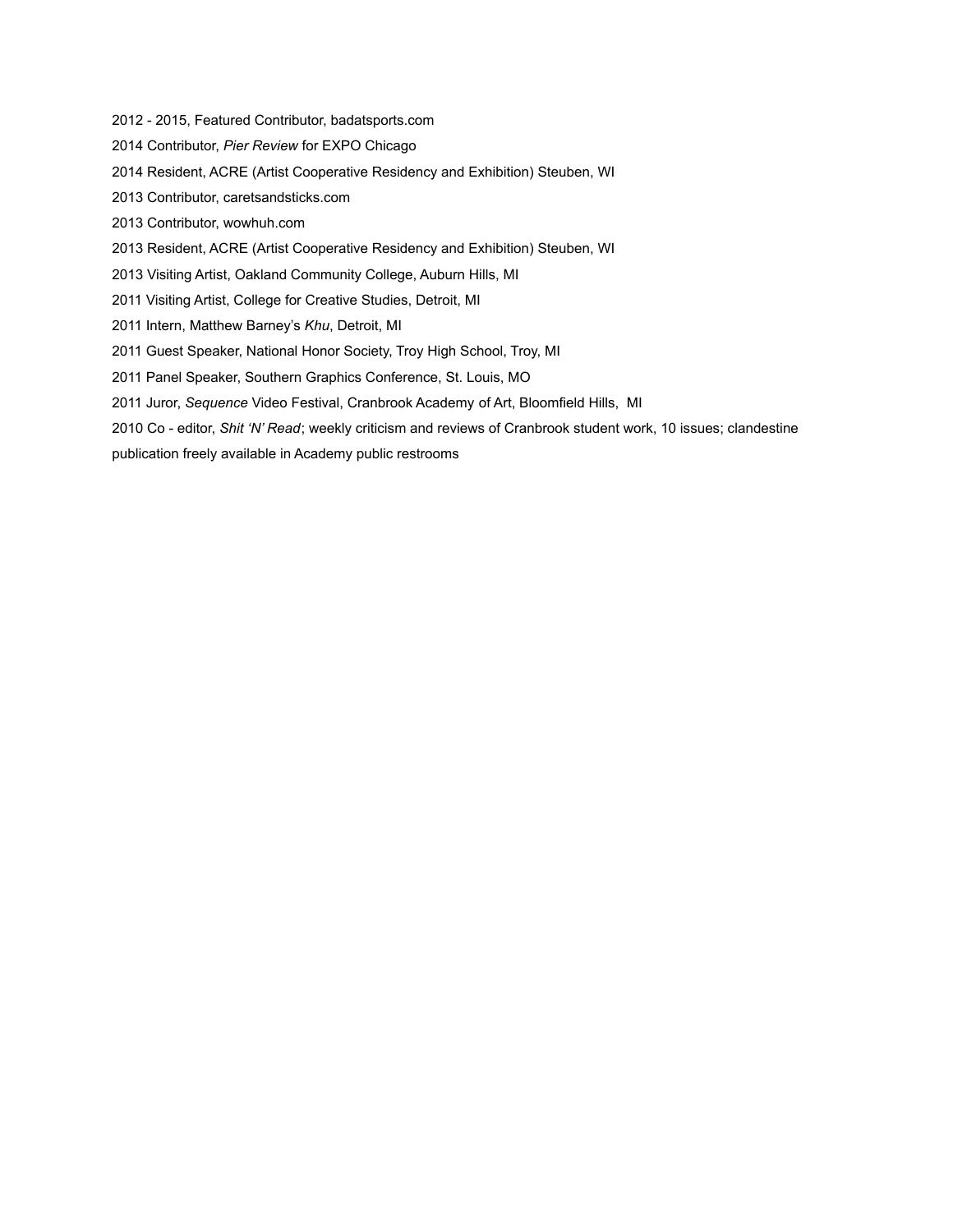2012 - 2015, Featured Contributor, badatsports.com

2014 Contributor, *Pier Review* for EXPO Chicago

2014 Resident, ACRE (Artist Cooperative Residency and Exhibition) Steuben, WI

2013 Contributor, caretsandsticks.com

2013 Contributor, wowhuh.com

2013 Resident, ACRE (Artist Cooperative Residency and Exhibition) Steuben, WI

2013 Visiting Artist, Oakland Community College, Auburn Hills, MI

2011 Visiting Artist, College for Creative Studies, Detroit, MI

2011 Intern, Matthew Barney's *Khu*, Detroit, MI

2011 Guest Speaker, National Honor Society, Troy High School, Troy, MI

2011 Panel Speaker, Southern Graphics Conference, St. Louis, MO

2011 Juror, *Sequence* Video Festival, Cranbrook Academy of Art, Bloomfield Hills, MI

2010 Co - editor, *Shit 'N' Read*; weekly criticism and reviews of Cranbrook student work, 10 issues; clandestine publication freely available in Academy public restrooms